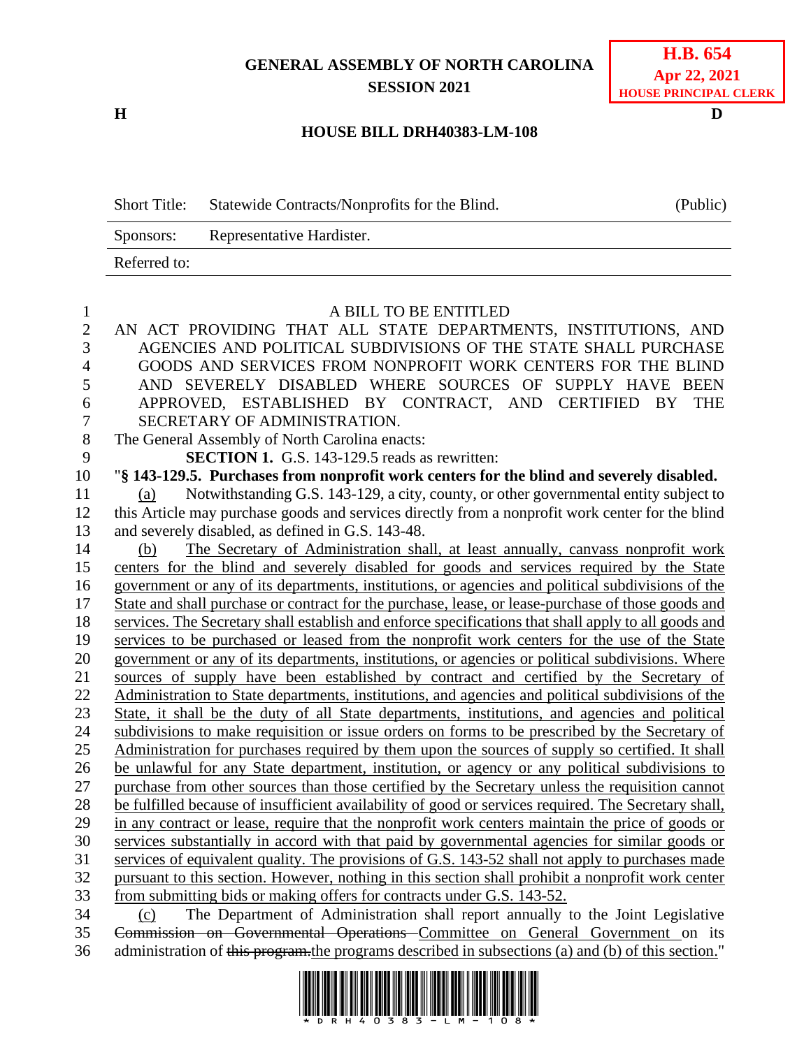GENERAL ASSEMBLY OF NORTH CAROLINA
SESSION 2021

**H.B. 654**
**Apr 22, 2021**
**HOUSE PRINCIPAL CLERK**

H D

**HOUSE BILL DRH40383-LM-108**

| Short Title: | Statewide Contracts/Nonprofits for the Blind. | (Public) |
|---|---|---|
| Sponsors: | Representative Hardister. | |
| Referred to: | | |

A BILL TO BE ENTITLED

AN ACT PROVIDING THAT ALL STATE DEPARTMENTS, INSTITUTIONS, AND AGENCIES AND POLITICAL SUBDIVISIONS OF THE STATE SHALL PURCHASE GOODS AND SERVICES FROM NONPROFIT WORK CENTERS FOR THE BLIND AND SEVERELY DISABLED WHERE SOURCES OF SUPPLY HAVE BEEN APPROVED, ESTABLISHED BY CONTRACT, AND CERTIFIED BY THE SECRETARY OF ADMINISTRATION.

The General Assembly of North Carolina enacts:

**SECTION 1.** G.S. 143-129.5 reads as rewritten:

"**§ 143-129.5. Purchases from nonprofit work centers for the blind and severely disabled.**

(a) Notwithstanding G.S. 143-129, a city, county, or other governmental entity subject to this Article may purchase goods and services directly from a nonprofit work center for the blind and severely disabled, as defined in G.S. 143-48.

(b) The Secretary of Administration shall, at least annually, canvass nonprofit work centers for the blind and severely disabled for goods and services required by the State government or any of its departments, institutions, or agencies and political subdivisions of the State and shall purchase or contract for the purchase, lease, or lease-purchase of those goods and services. The Secretary shall establish and enforce specifications that shall apply to all goods and services to be purchased or leased from the nonprofit work centers for the use of the State government or any of its departments, institutions, or agencies or political subdivisions. Where sources of supply have been established by contract and certified by the Secretary of Administration to State departments, institutions, and agencies and political subdivisions of the State, it shall be the duty of all State departments, institutions, and agencies and political subdivisions to make requisition or issue orders on forms to be prescribed by the Secretary of Administration for purchases required by them upon the sources of supply so certified. It shall be unlawful for any State department, institution, or agency or any political subdivisions to purchase from other sources than those certified by the Secretary unless the requisition cannot be fulfilled because of insufficient availability of good or services required. The Secretary shall, in any contract or lease, require that the nonprofit work centers maintain the price of goods or services substantially in accord with that paid by governmental agencies for similar goods or services of equivalent quality. The provisions of G.S. 143-52 shall not apply to purchases made pursuant to this section. However, nothing in this section shall prohibit a nonprofit work center from submitting bids or making offers for contracts under G.S. 143-52.

(c) The Department of Administration shall report annually to the Joint Legislative ~~Commission on Governmental Operations~~ Committee on General Government on its administration of ~~this program.~~the programs described in subsections (a) and (b) of this section."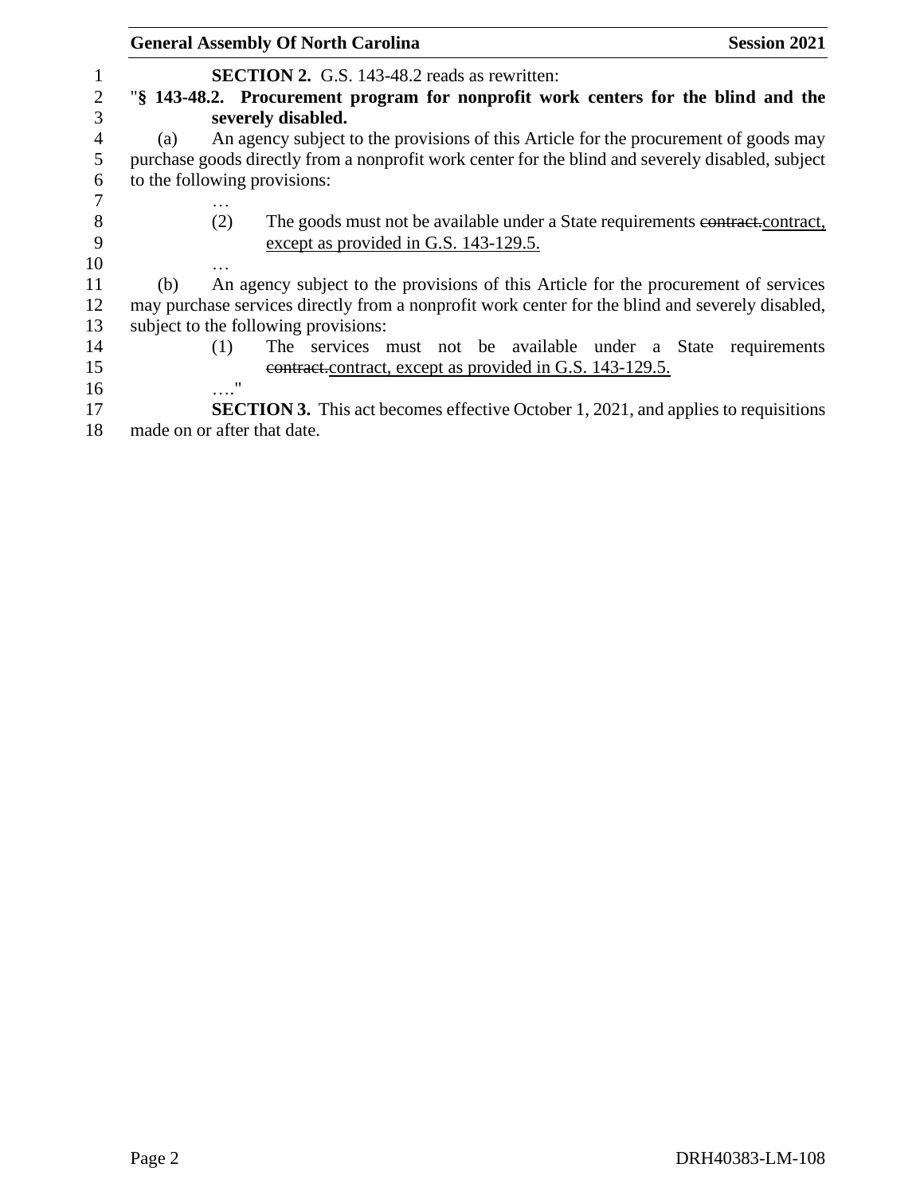**SECTION 2.** G.S. 143-48.2 reads as rewritten:

"**§ 143-48.2. Procurement program for nonprofit work centers for the blind and the severely disabled.**

(a) An agency subject to the provisions of this Article for the procurement of goods may purchase goods directly from a nonprofit work center for the blind and severely disabled, subject to the following provisions:

…

(2) The goods must not be available under a State requirements ~~contract.~~contract, except as provided in G.S. 143-129.5.

…

(b) An agency subject to the provisions of this Article for the procurement of services may purchase services directly from a nonprofit work center for the blind and severely disabled, subject to the following provisions:

(1) The services must not be available under a State requirements ~~contract.~~contract, except as provided in G.S. 143-129.5.

…."

**SECTION 3.** This act becomes effective October 1, 2021, and applies to requisitions made on or after that date.